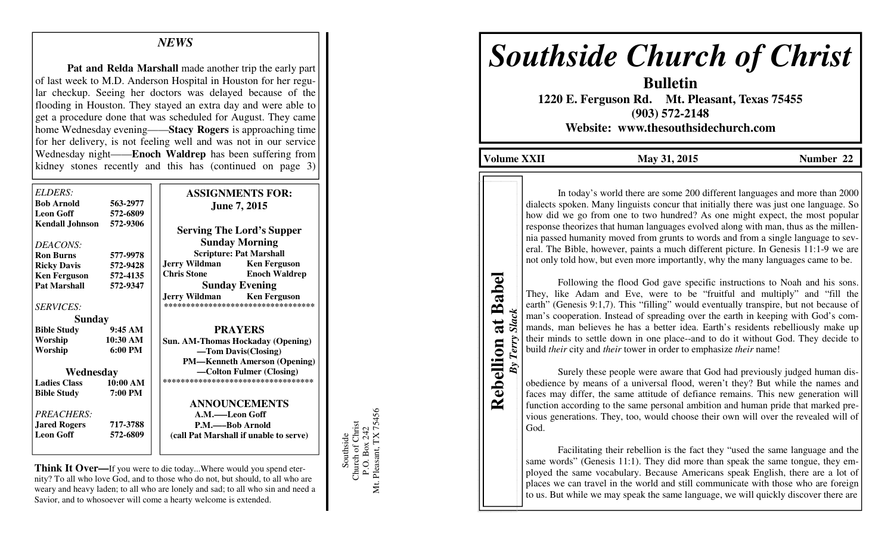## NEWS

**Pat and Relda Marshall** made another trip the early part of last week to M.D. Anderson Hospital in Houston for her regular checkup. Seeing her doctors was delayed because of the flooding in Houston. They stayed an extra day and were able to get a procedure done that was scheduled for August. They came home Wednesday evening——**Stacy Rogers** is approaching time for her delivery, is not feeling well and was not in our service Wednesday night——**Enoch Waldrep** has been suffering from kidney stones recently and this has (continued on page 3)

*ELDERS:*

| | |
|---|---|
| **Bob Arnold** | **563-2977** |
| **Leon Goff** | **572-6809** |
| **Kendall Johnson** | **572-9306** |

*DEACONS:*

| | |
|---|---|
| **Ron Burns** | **577-9978** |
| **Ricky Davis** | **572-9428** |
| **Ken Ferguson** | **572-4135** |
| **Pat Marshall** | **572-9347** |

*SERVICES:*

**Sunday**

| | |
|---|---|
| **Bible Study** | **9:45 AM** |
| **Worship** | **10:30 AM** |
| **Worship** | **6:00 PM** |

**Wednesday**

| | |
|---|---|
| **Ladies Class** | **10:00 AM** |
| **Bible Study** | **7:00 PM** |

*PREACHERS:*

| | |
|---|---|
| **Jared Rogers** | **717-3788** |
| **Leon Goff** | **572-6809** |

**ASSIGNMENTS FOR: June 7, 2015**

**Serving The Lord's Supper**

**Sunday Morning**

**Scripture: Pat Marshall**

| | |
|---|---|
| **Jerry Wildman** | **Ken Ferguson** |
| **Chris Stone** | **Enoch Waldrep** |

**Sunday Evening**

| | |
|---|---|
| **Jerry Wildman** | **Ken Ferguson** |

**PRAYERS**

**Sun. AM-Thomas Hockaday (Opening)**
**—Tom Davis(Closing)**
**PM—Kenneth Amerson (Opening)**
**—Colton Fulmer (Closing)**

**ANNOUNCEMENTS**

**A.M.——Leon Goff**
**P.M.——Bob Arnold**
**(call Pat Marshall if unable to serve)**

**Think It Over—**If you were to die today...Where would you spend eternity? To all who love God, and to those who do not, but should, to all who are weary and heavy laden; to all who are lonely and sad; to all who sin and need a Savior, and to whosoever will come a hearty welcome is extended.

Southside
Church of Christ
P.O. Box 242
Mt. Pleasant, TX 75456

# *Southside Church of Christ*

**Bulletin**

**1220 E. Ferguson Rd. Mt. Pleasant, Texas 75455**
**(903) 572-2148**
**Website: www.thesouthsidechurch.com**

**Volume XXII May 31, 2015 Number 22**

## Rebellion at Babel

***By Terry Slack***

In today's world there are some 200 different languages and more than 2000 dialects spoken. Many linguists concur that initially there was just one language. So how did we go from one to two hundred? As one might expect, the most popular response theorizes that human languages evolved along with man, thus as the millennia passed humanity moved from grunts to words and from a single language to several. The Bible, however, paints a much different picture. In Genesis 11:1-9 we are not only told how, but even more importantly, why the many languages came to be.

Following the flood God gave specific instructions to Noah and his sons. They, like Adam and Eve, were to be "fruitful and multiply" and "fill the earth" (Genesis 9:1,7). This "filling" would eventually transpire, but not because of man's cooperation. Instead of spreading over the earth in keeping with God's commands, man believes he has a better idea. Earth's residents rebelliously make up their minds to settle down in one place--and to do it without God. They decide to build *their* city and *their* tower in order to emphasize *their* name!

Surely these people were aware that God had previously judged human disobedience by means of a universal flood, weren't they? But while the names and faces may differ, the same attitude of defiance remains. This new generation will function according to the same personal ambition and human pride that marked previous generations. They, too, would choose their own will over the revealed will of God.

Facilitating their rebellion is the fact they "used the same language and the same words" (Genesis 11:1). They did more than speak the same tongue, they employed the same vocabulary. Because Americans speak English, there are a lot of places we can travel in the world and still communicate with those who are foreign to us. But while we may speak the same language, we will quickly discover there are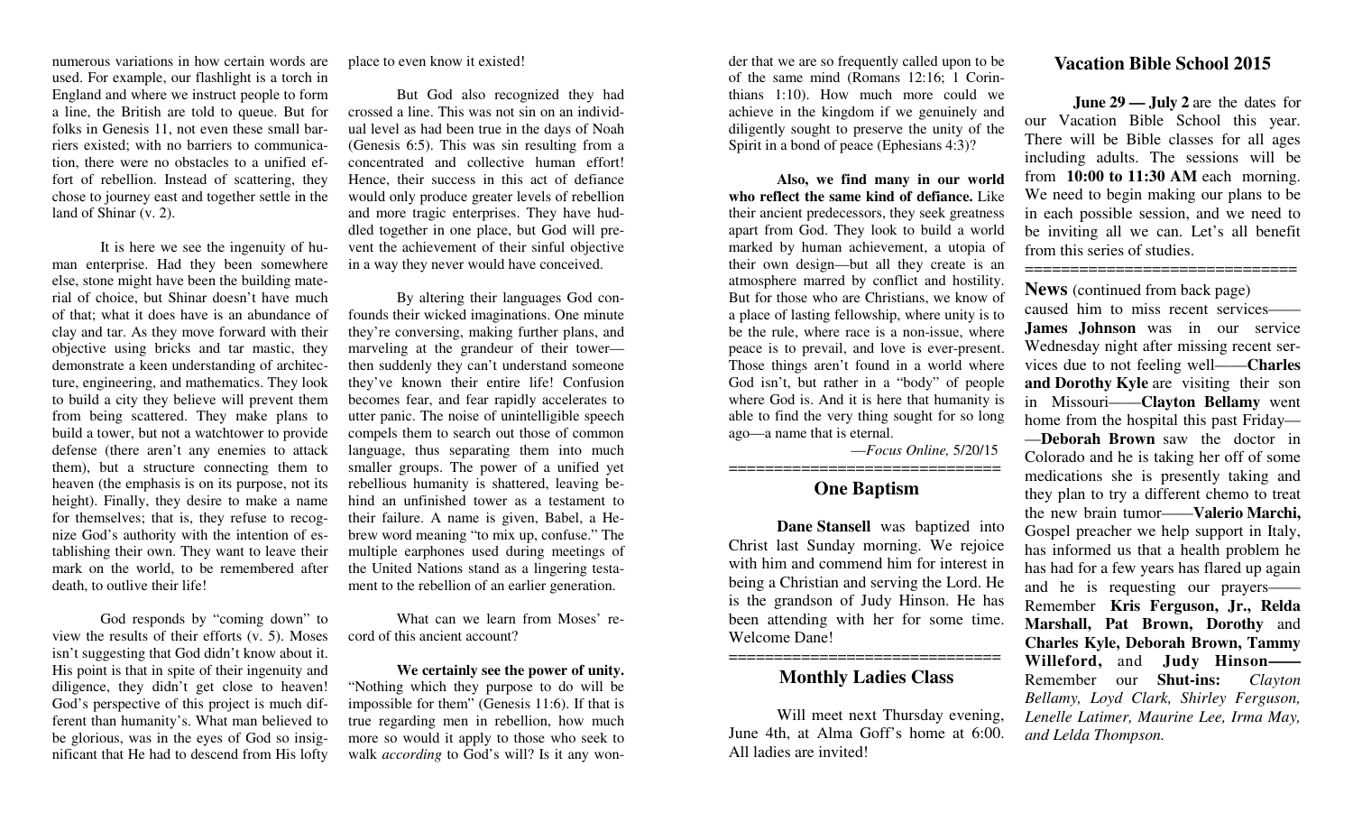numerous variations in how certain words are used. For example, our flashlight is a torch in England and where we instruct people to form a line, the British are told to queue. But for folks in Genesis 11, not even these small barriers existed; with no barriers to communication, there were no obstacles to a unified effort of rebellion. Instead of scattering, they chose to journey east and together settle in the land of Shinar (v. 2).

It is here we see the ingenuity of human enterprise. Had they been somewhere else, stone might have been the building material of choice, but Shinar doesn't have much of that; what it does have is an abundance of clay and tar. As they move forward with their objective using bricks and tar mastic, they demonstrate a keen understanding of architecture, engineering, and mathematics. They look to build a city they believe will prevent them from being scattered. They make plans to build a tower, but not a watchtower to provide defense (there aren't any enemies to attack them), but a structure connecting them to heaven (the emphasis is on its purpose, not its height). Finally, they desire to make a name for themselves; that is, they refuse to recognize God's authority with the intention of establishing their own. They want to leave their mark on the world, to be remembered after death, to outlive their life!

God responds by "coming down" to view the results of their efforts (v. 5). Moses isn't suggesting that God didn't know about it. His point is that in spite of their ingenuity and diligence, they didn't get close to heaven! God's perspective of this project is much different than humanity's. What man believed to be glorious, was in the eyes of God so insignificant that He had to descend from His lofty place to even know it existed!

But God also recognized they had crossed a line. This was not sin on an individual level as had been true in the days of Noah (Genesis 6:5). This was sin resulting from a concentrated and collective human effort! Hence, their success in this act of defiance would only produce greater levels of rebellion and more tragic enterprises. They have huddled together in one place, but God will prevent the achievement of their sinful objective in a way they never would have conceived.

By altering their languages God confounds their wicked imaginations. One minute they're conversing, making further plans, and marveling at the grandeur of their tower—then suddenly they can't understand someone they've known their entire life! Confusion becomes fear, and fear rapidly accelerates to utter panic. The noise of unintelligible speech compels them to search out those of common language, thus separating them into much smaller groups. The power of a unified yet rebellious humanity is shattered, leaving behind an unfinished tower as a testament to their failure. A name is given, Babel, a Hebrew word meaning "to mix up, confuse." The multiple earphones used during meetings of the United Nations stand as a lingering testament to the rebellion of an earlier generation.

What can we learn from Moses' record of this ancient account?

**We certainly see the power of unity.** "Nothing which they purpose to do will be impossible for them" (Genesis 11:6). If that is true regarding men in rebellion, how much more so would it apply to those who seek to walk *according* to God's will? Is it any wonder that we are so frequently called upon to be of the same mind (Romans 12:16; 1 Corinthians 1:10). How much more could we achieve in the kingdom if we genuinely and diligently sought to preserve the unity of the Spirit in a bond of peace (Ephesians 4:3)?

**Also, we find many in our world who reflect the same kind of defiance.** Like their ancient predecessors, they seek greatness apart from God. They look to build a world marked by human achievement, a utopia of their own design—but all they create is an atmosphere marred by conflict and hostility. But for those who are Christians, we know of a place of lasting fellowship, where unity is to be the rule, where race is a non-issue, where peace is to prevail, and love is ever-present. Those things aren't found in a world where God isn't, but rather in a "body" of people where God is. And it is here that humanity is able to find the very thing sought for so long ago—a name that is eternal.

—*Focus Online,* 5/20/15

==============================

## One Baptism

**Dane Stansell** was baptized into Christ last Sunday morning. We rejoice with him and commend him for interest in being a Christian and serving the Lord. He is the grandson of Judy Hinson. He has been attending with her for some time. Welcome Dane!

==============================

## Monthly Ladies Class

Will meet next Thursday evening, June 4th, at Alma Goff's home at 6:00. All ladies are invited!

## Vacation Bible School 2015

**June 29 — July 2** are the dates for our Vacation Bible School this year. There will be Bible classes for all ages including adults. The sessions will be from **10:00 to 11:30 AM** each morning. We need to begin making our plans to be in each possible session, and we need to be inviting all we can. Let's all benefit from this series of studies.

==============================

**News** (continued from back page)
caused him to miss recent services——**James Johnson** was in our service Wednesday night after missing recent services due to not feeling well——**Charles and Dorothy Kyle** are visiting their son in Missouri——**Clayton Bellamy** went home from the hospital this past Friday——**Deborah Brown** saw the doctor in Colorado and he is taking her off of some medications she is presently taking and they plan to try a different chemo to treat the new brain tumor——**Valerio Marchi,** Gospel preacher we help support in Italy, has informed us that a health problem he has had for a few years has flared up again and he is requesting our prayers——Remember **Kris Ferguson, Jr., Relda Marshall, Pat Brown, Dorothy** and **Charles Kyle, Deborah Brown, Tammy Willeford,** and **Judy Hinson——** Remember our **Shut-ins:** *Clayton Bellamy, Loyd Clark, Shirley Ferguson, Lenelle Latimer, Maurine Lee, Irma May, and Lelda Thompson.*